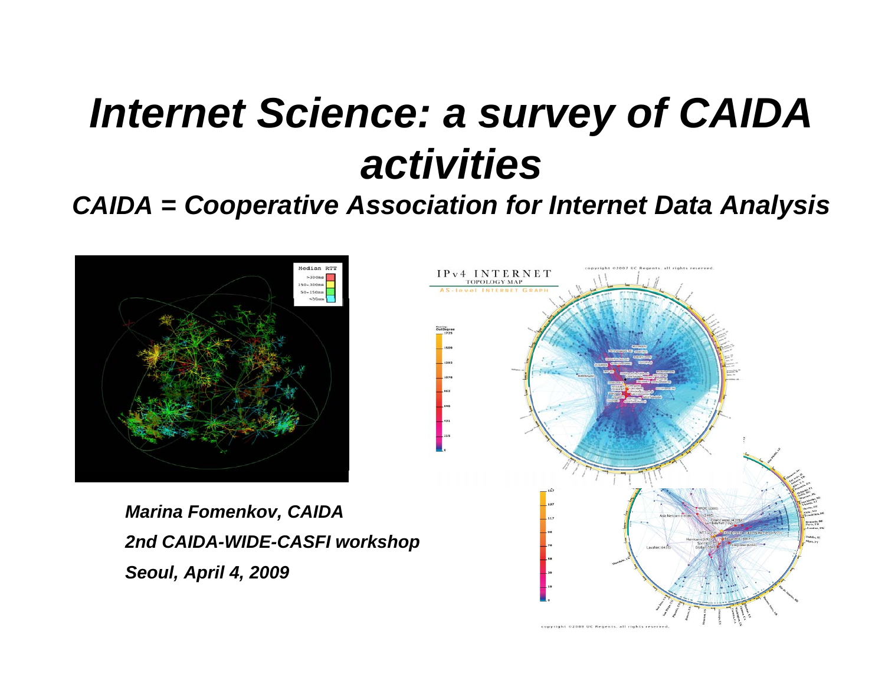# Internet Science: a survey of CAIDA activities

## CAIDA = Cooperative Association for Internet Data Analysis

*Marina Fomenkov, CAIDA*

*2nd CAIDA-WIDE-CASFI workshop*

*Seoul, April 4, 2009*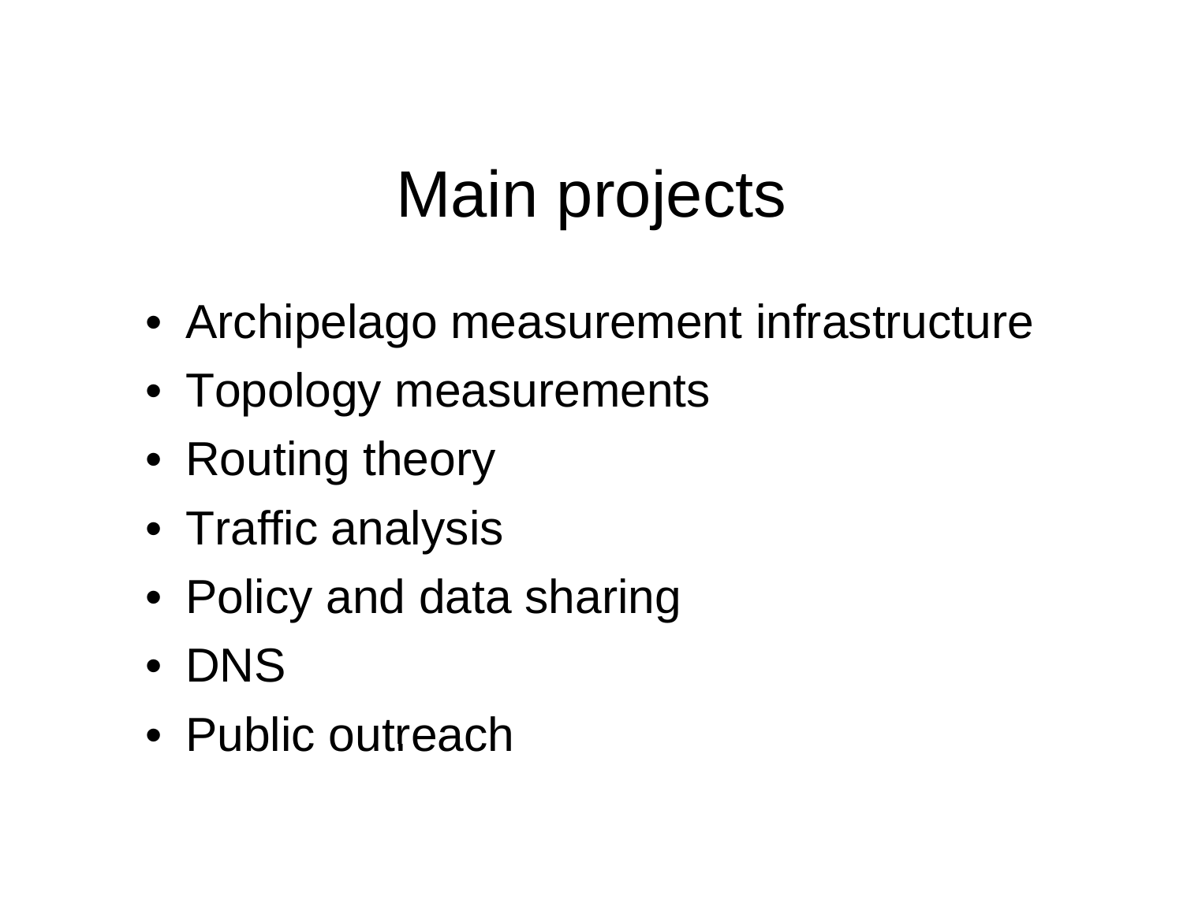# Main projects

- Archipelago measurement infrastructure
- Topology measurements
- Routing theory
- Traffic analysis
- Policy and data sharing
- DNS
- Public outreach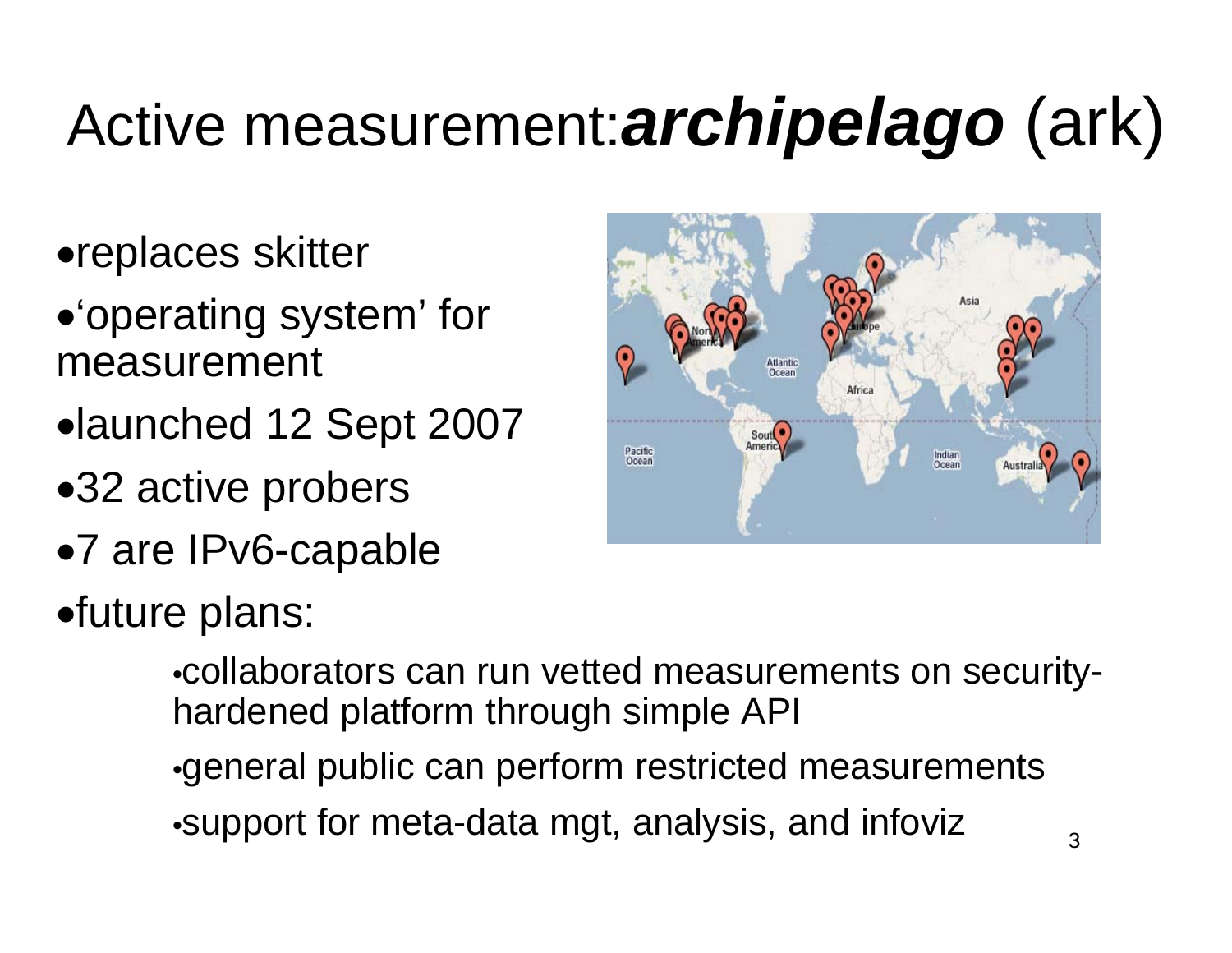# Active measurement: ***archipelago*** (ark)

- replaces skitter
- 'operating system' for measurement
- launched 12 Sept 2007
- 32 active probers
- 7 are IPv6-capable
- future plans:
  - collaborators can run vetted measurements on security-hardened platform through simple API
  - general public can perform restricted measurements
  - support for meta-data mgt, analysis, and infoviz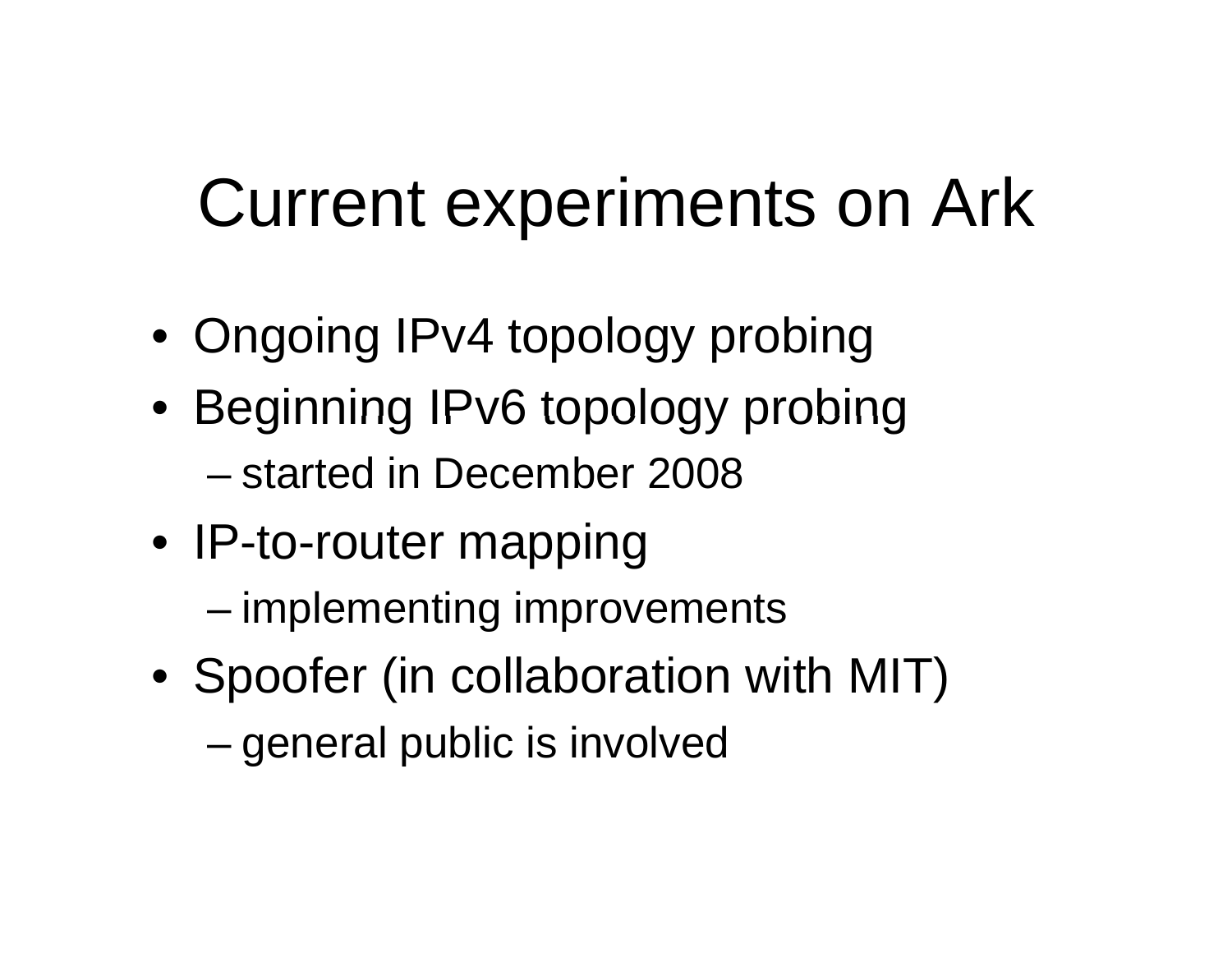# Current experiments on Ark

- Ongoing IPv4 topology probing
- Beginning IPv6 topology probing
  - started in December 2008
- IP-to-router mapping
  - implementing improvements
- Spoofer (in collaboration with MIT)
  - general public is involved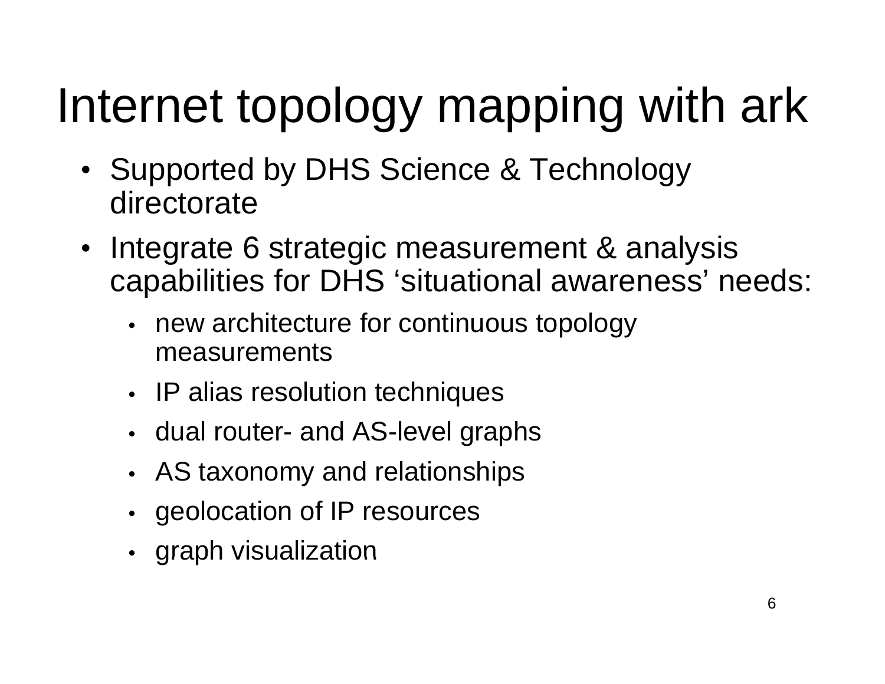# Internet topology mapping with ark

- Supported by DHS Science & Technology directorate
- Integrate 6 strategic measurement & analysis capabilities for DHS 'situational awareness' needs:
  - new architecture for continuous topology measurements
  - IP alias resolution techniques
  - dual router- and AS-level graphs
  - AS taxonomy and relationships
  - geolocation of IP resources
  - graph visualization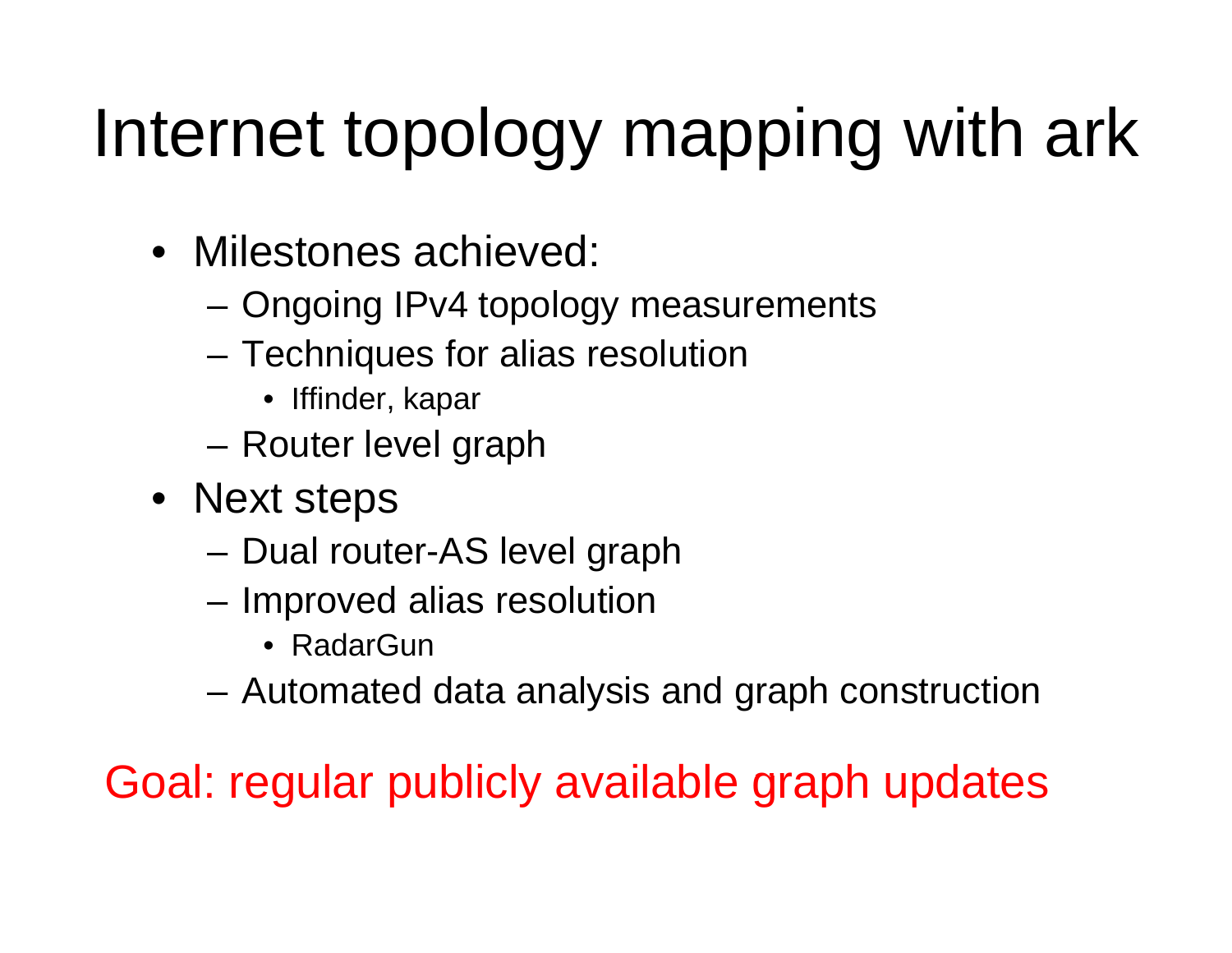# Internet topology mapping with ark

- Milestones achieved:
  - Ongoing IPv4 topology measurements
  - Techniques for alias resolution
    - Iffinder, kapar
  - Router level graph
- Next steps
  - Dual router-AS level graph
  - Improved alias resolution
    - RadarGun
  - Automated data analysis and graph construction

Goal: regular publicly available graph updates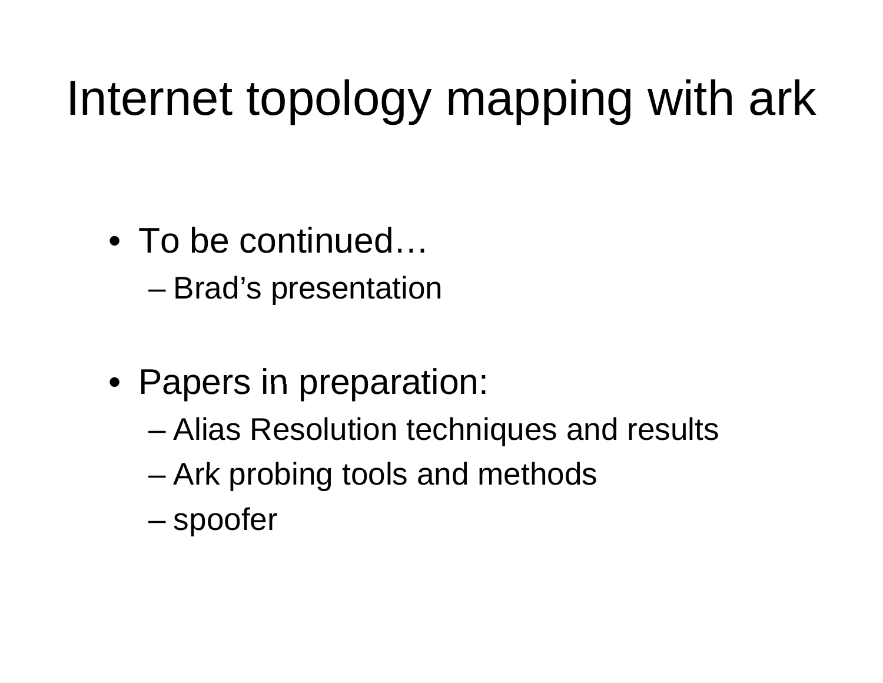# Internet topology mapping with ark

- To be continued…
  - Brad’s presentation
- Papers in preparation:
  - Alias Resolution techniques and results
  - Ark probing tools and methods
  - spoofer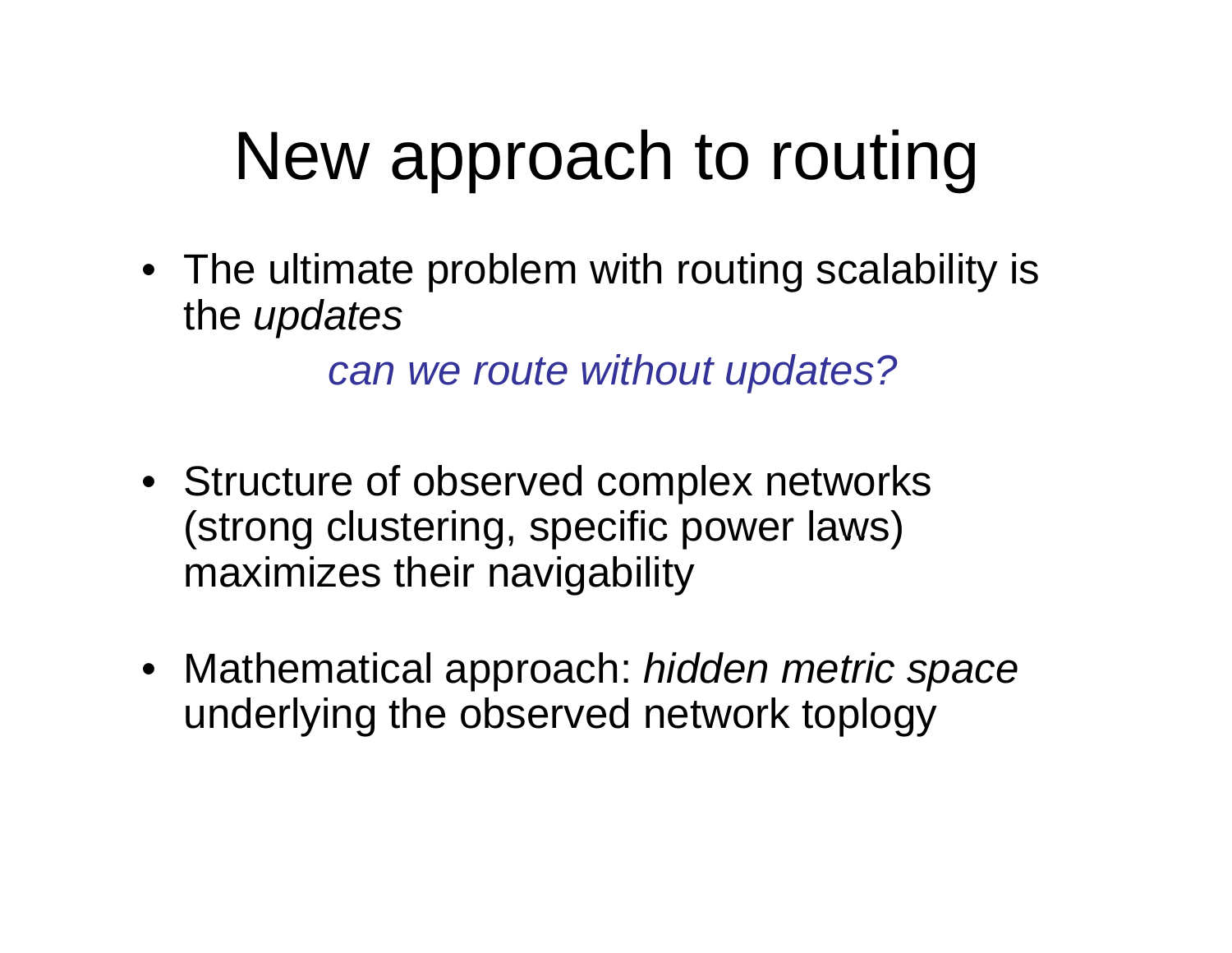# New approach to routing

- The ultimate problem with routing scalability is the *updates*

  *can we route without updates?*

- Structure of observed complex networks (strong clustering, specific power laws) maximizes their navigability

- Mathematical approach: *hidden metric space* underlying the observed network toplogy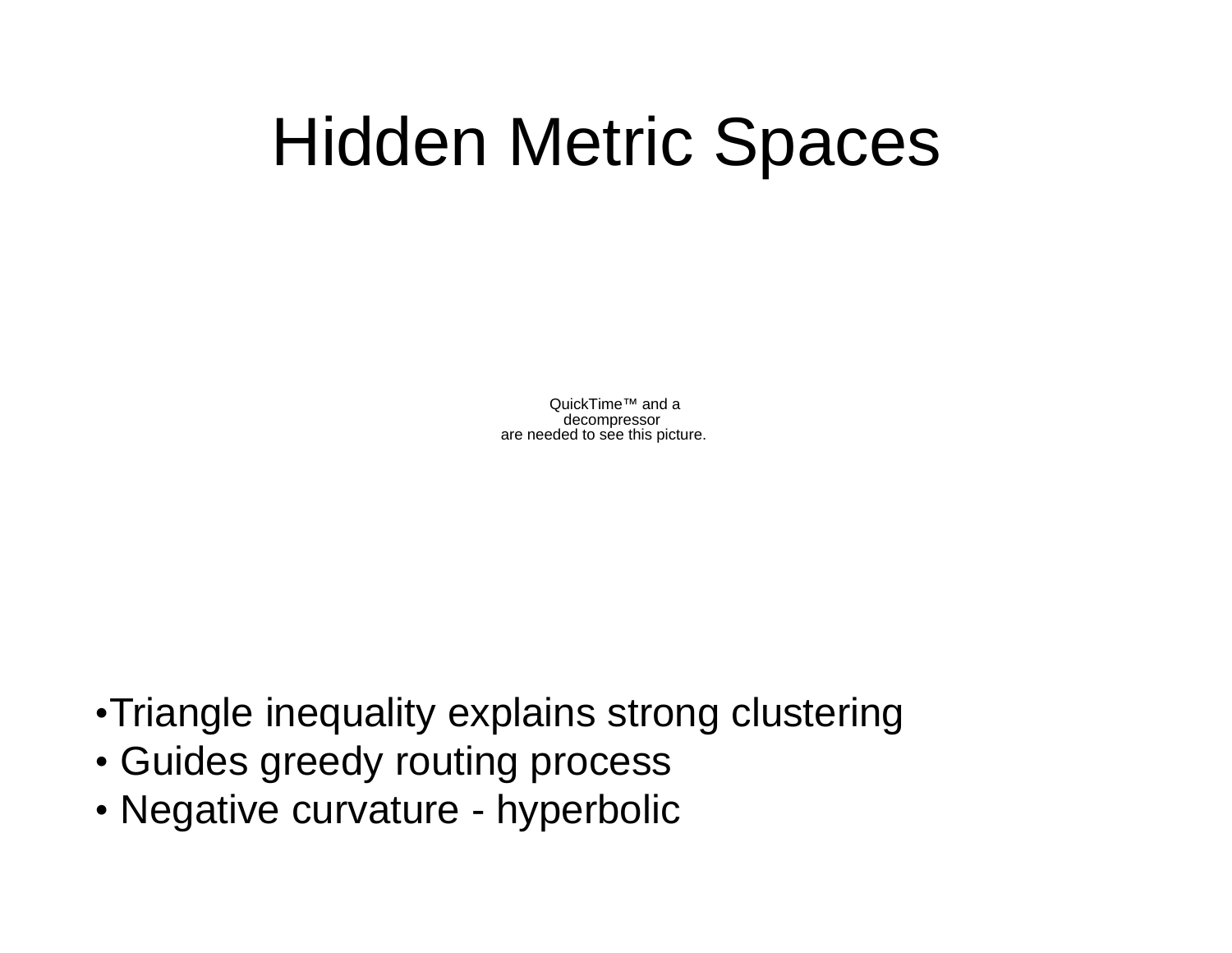# Hidden Metric Spaces

QuickTime™ and a
decompressor
are needed to see this picture.

- Triangle inequality explains strong clustering
- Guides greedy routing process
- Negative curvature - hyperbolic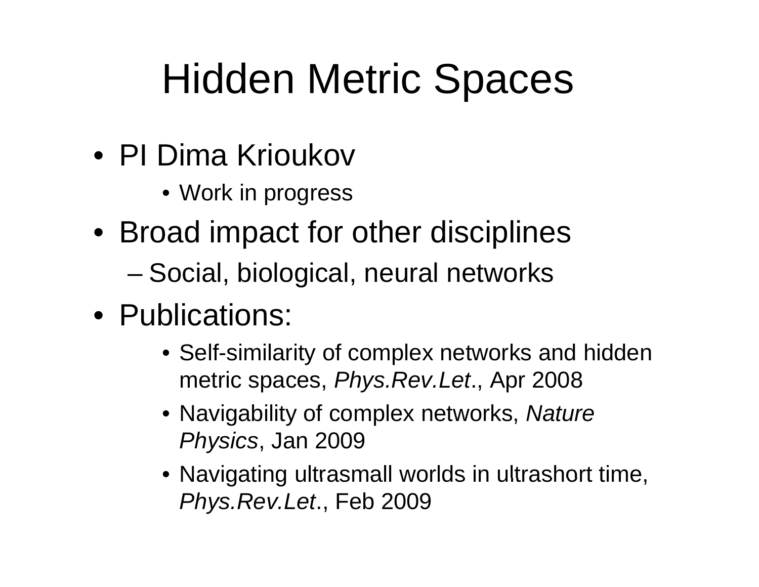# Hidden Metric Spaces

- PI Dima Krioukov
    - Work in progress
- Broad impact for other disciplines
    - Social, biological, neural networks
- Publications:
    - Self-similarity of complex networks and hidden metric spaces, *Phys.Rev.Let*., Apr 2008
    - Navigability of complex networks, *Nature Physics*, Jan 2009
    - Navigating ultrasmall worlds in ultrashort time, *Phys.Rev.Let*., Feb 2009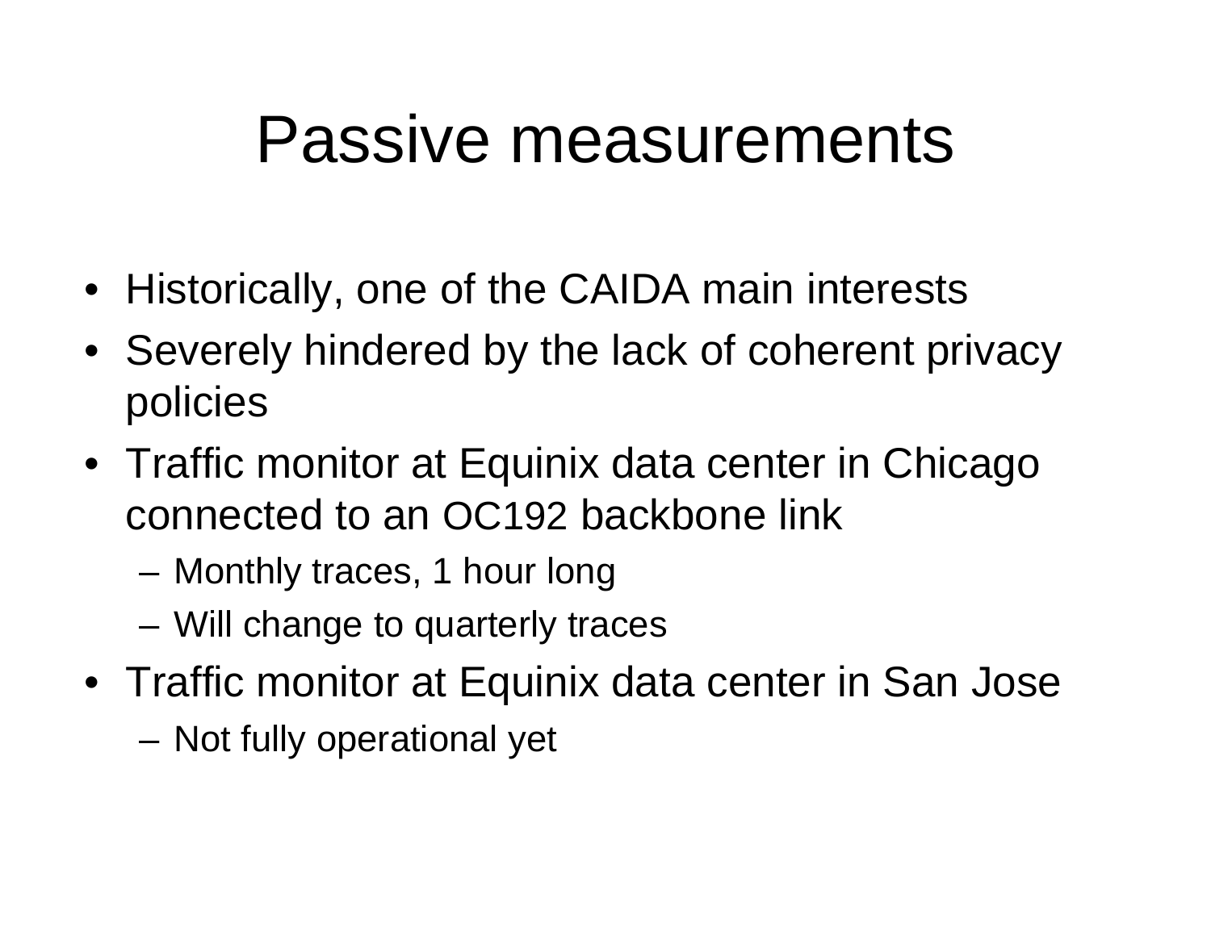# Passive measurements

- Historically, one of the CAIDA main interests
- Severely hindered by the lack of coherent privacy policies
- Traffic monitor at Equinix data center in Chicago connected to an OC192 backbone link
  - Monthly traces, 1 hour long
  - Will change to quarterly traces
- Traffic monitor at Equinix data center in San Jose
  - Not fully operational yet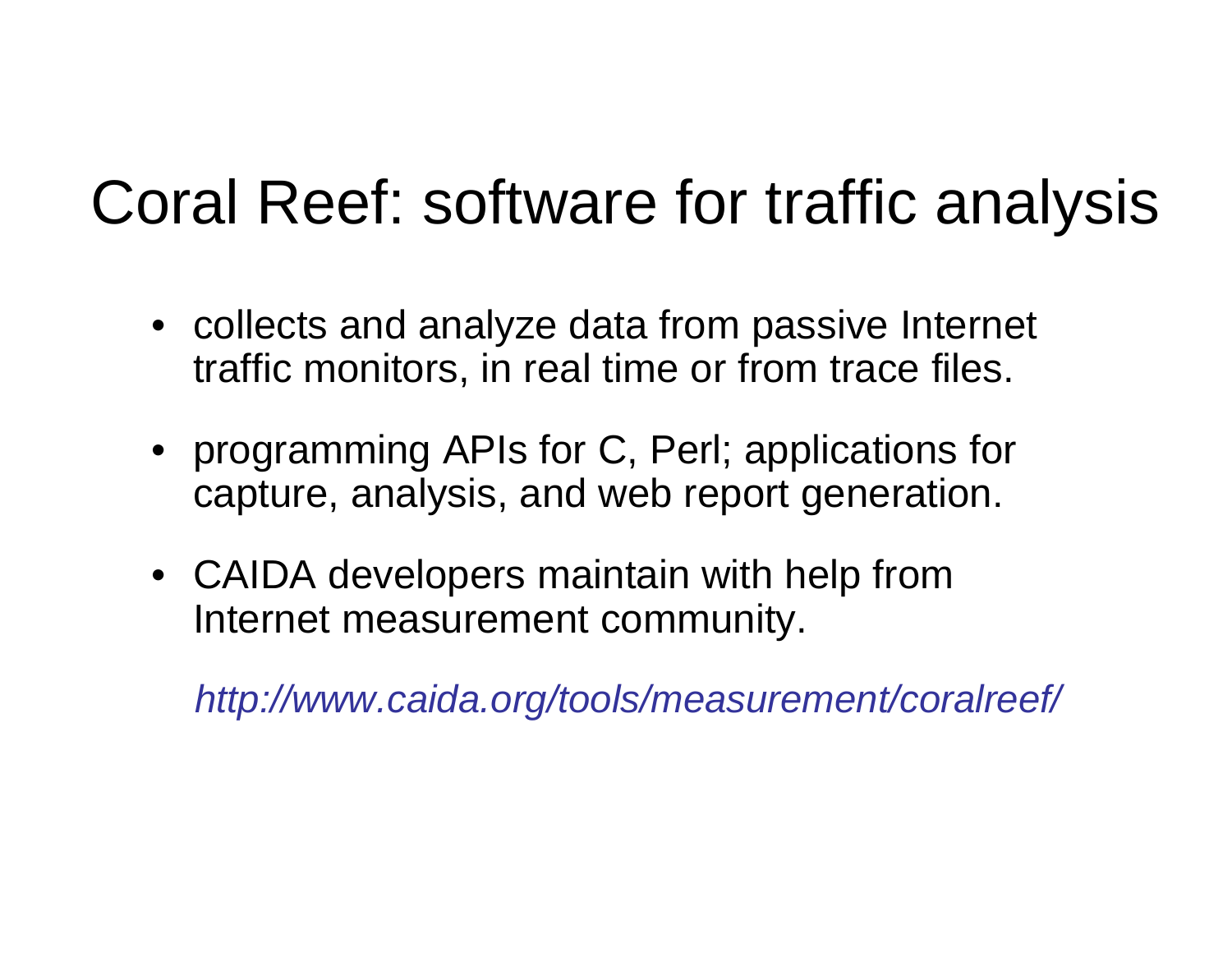# Coral Reef: software for traffic analysis

- collects and analyze data from passive Internet traffic monitors, in real time or from trace files.
- programming APIs for C, Perl; applications for capture, analysis, and web report generation.
- CAIDA developers maintain with help from Internet measurement community.

*http://www.caida.org/tools/measurement/coralreef/*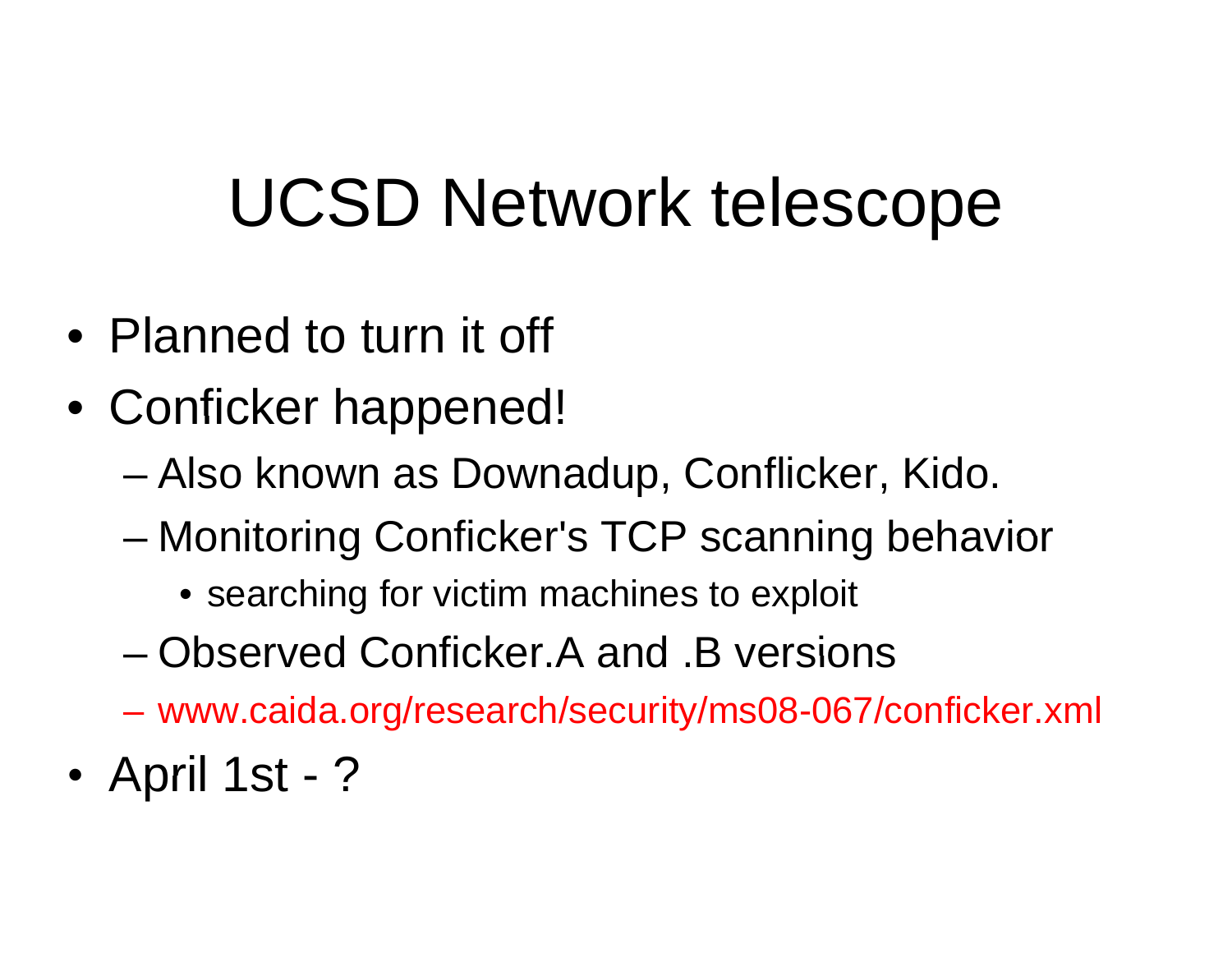# UCSD Network telescope

- Planned to turn it off
- Conficker happened!
  - Also known as Downadup, Conflicker, Kido.
  - Monitoring Conficker's TCP scanning behavior
    - searching for victim machines to exploit
  - Observed Conficker.A and .B versions
  - www.caida.org/research/security/ms08-067/conficker.xml
- April 1st - ?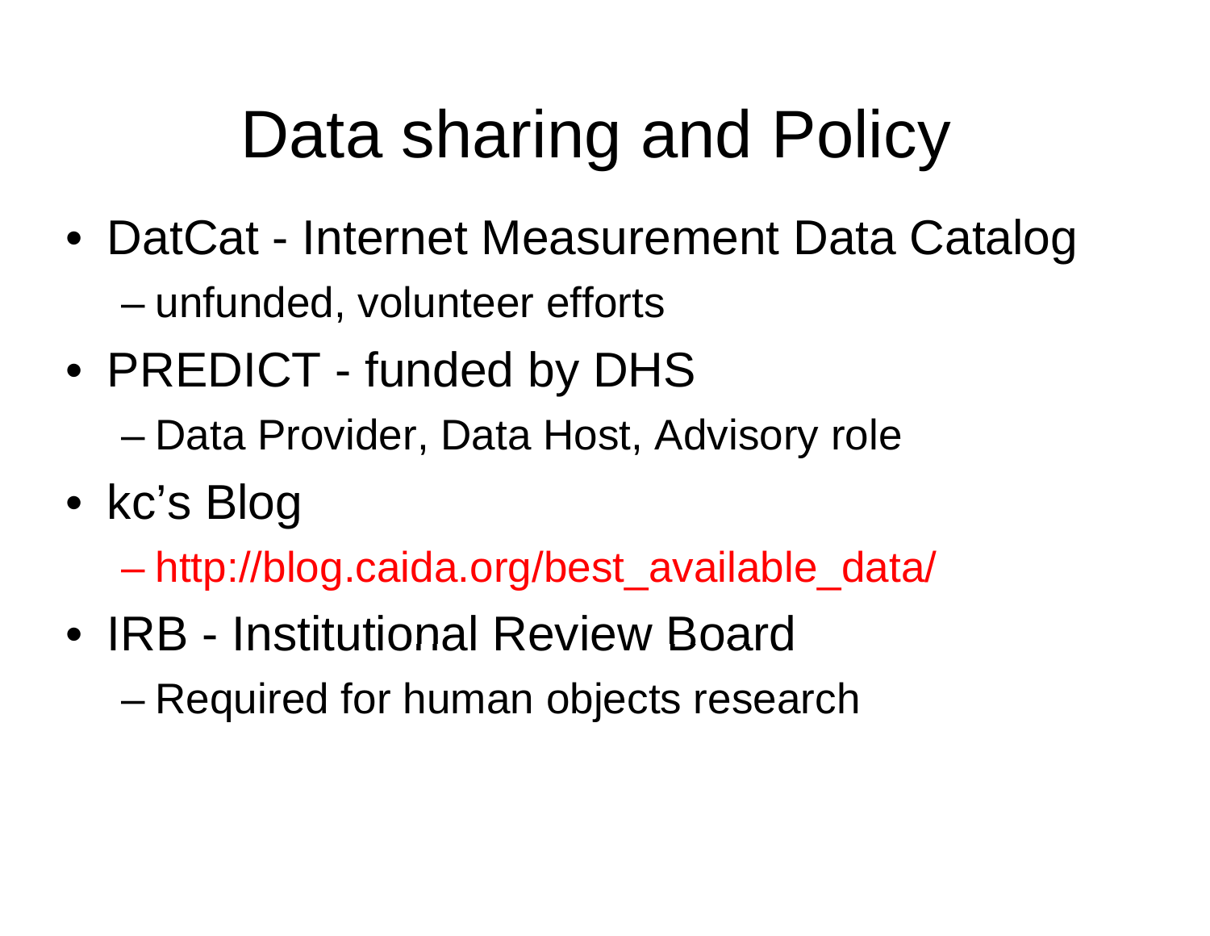# Data sharing and Policy

- DatCat - Internet Measurement Data Catalog
  - unfunded, volunteer efforts
- PREDICT - funded by DHS
  - Data Provider, Data Host, Advisory role
- kc’s Blog
  - http://blog.caida.org/best_available_data/
- IRB - Institutional Review Board
  - Required for human objects research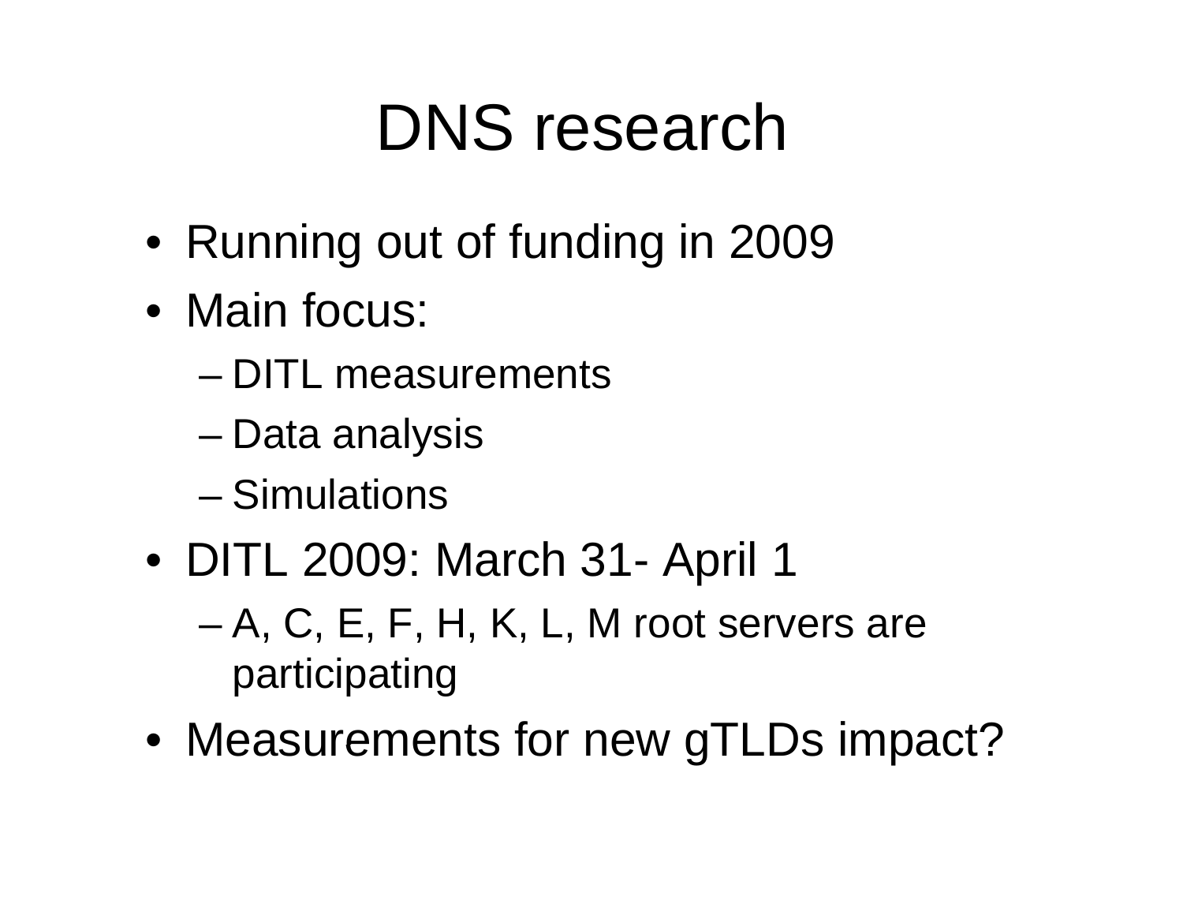# DNS research

- Running out of funding in 2009
- Main focus:
  - DITL measurements
  - Data analysis
  - Simulations
- DITL 2009: March 31- April 1
  - A, C, E, F, H, K, L, M root servers are participating
- Measurements for new gTLDs impact?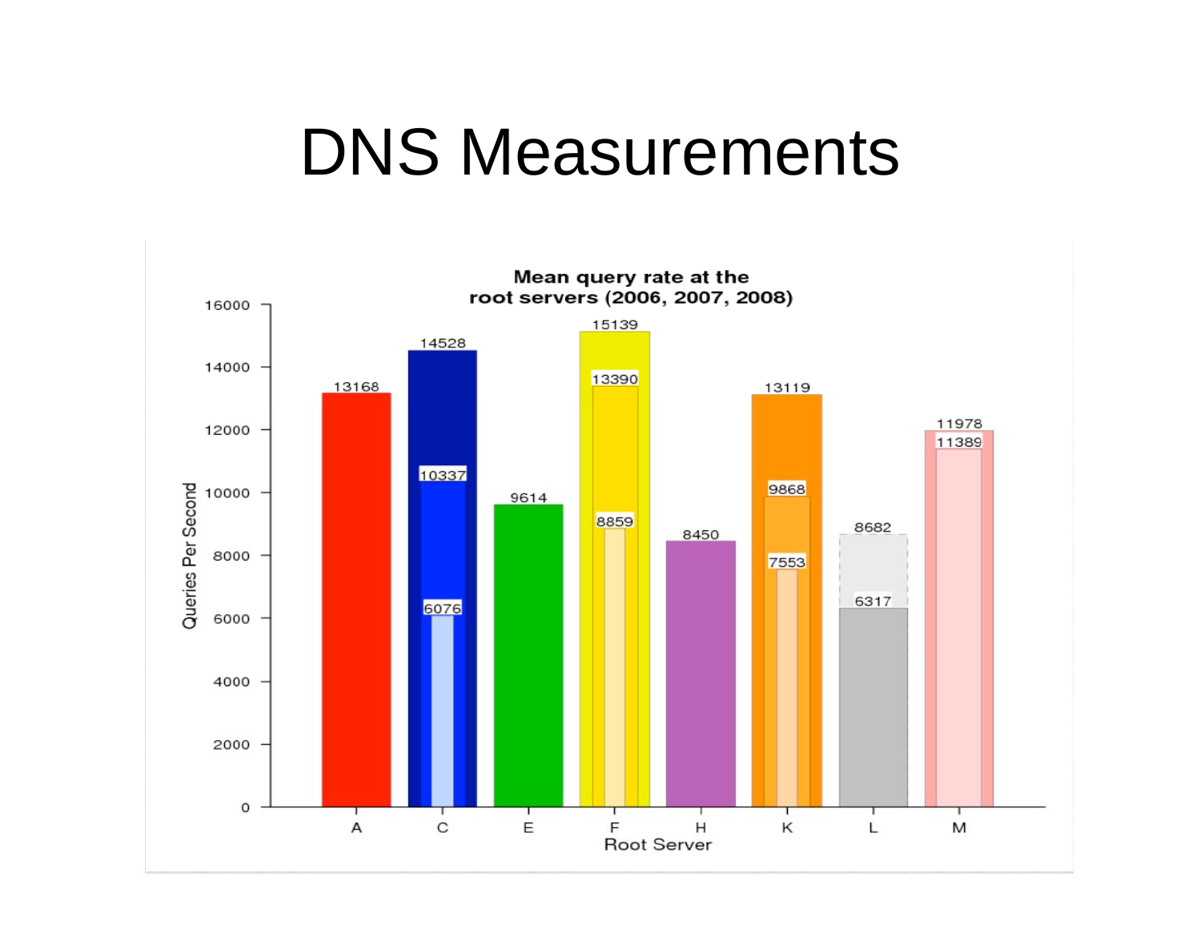# DNS Measurements

Mean query rate at the
root servers (2006, 2007, 2008)

Queries Per Second

16000
14000
12000
10000
8000
6000
4000
2000
0

13168
14528
10337
6076
9614
15139
13390
8859
8450
13119
9868
7553
8682
6317
11978
11389

A C E F H K L M

Root Server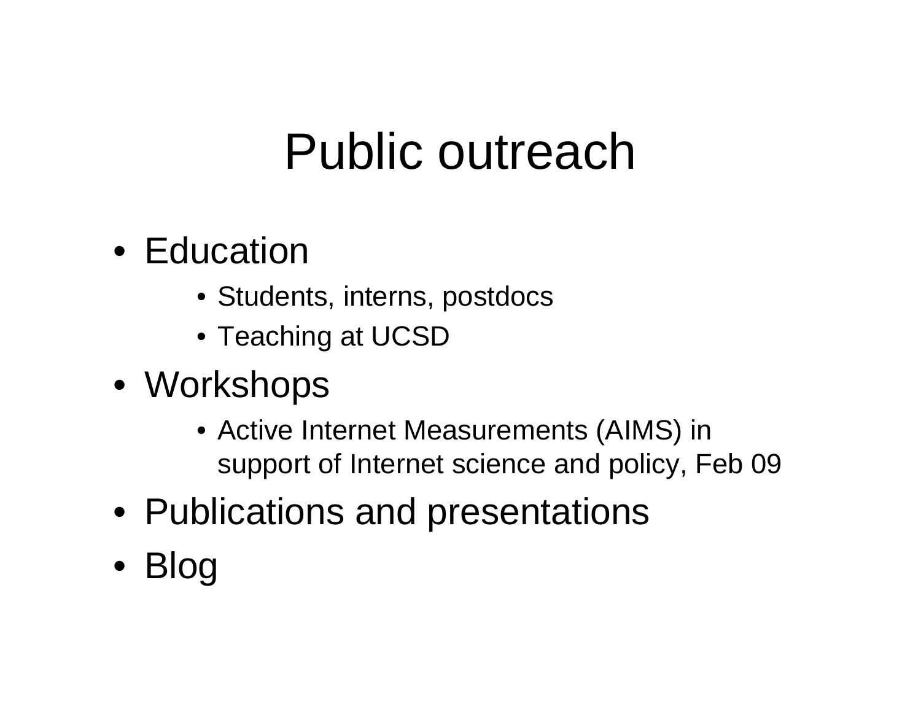# Public outreach

- Education
  - Students, interns, postdocs
  - Teaching at UCSD
- Workshops
  - Active Internet Measurements (AIMS) in support of Internet science and policy, Feb 09
- Publications and presentations
- Blog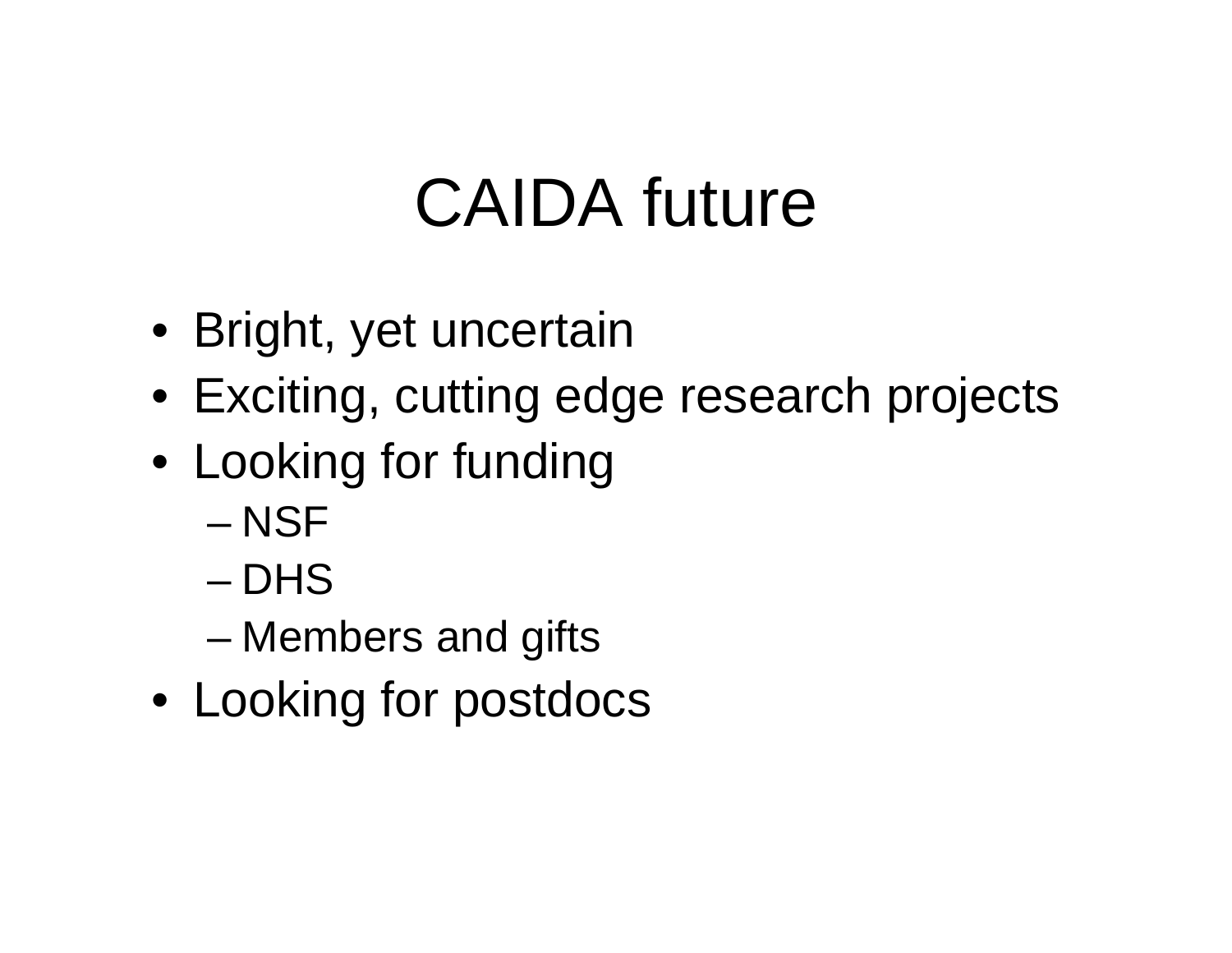# CAIDA future

- Bright, yet uncertain
- Exciting, cutting edge research projects
- Looking for funding
  - NSF
  - DHS
  - Members and gifts
- Looking for postdocs